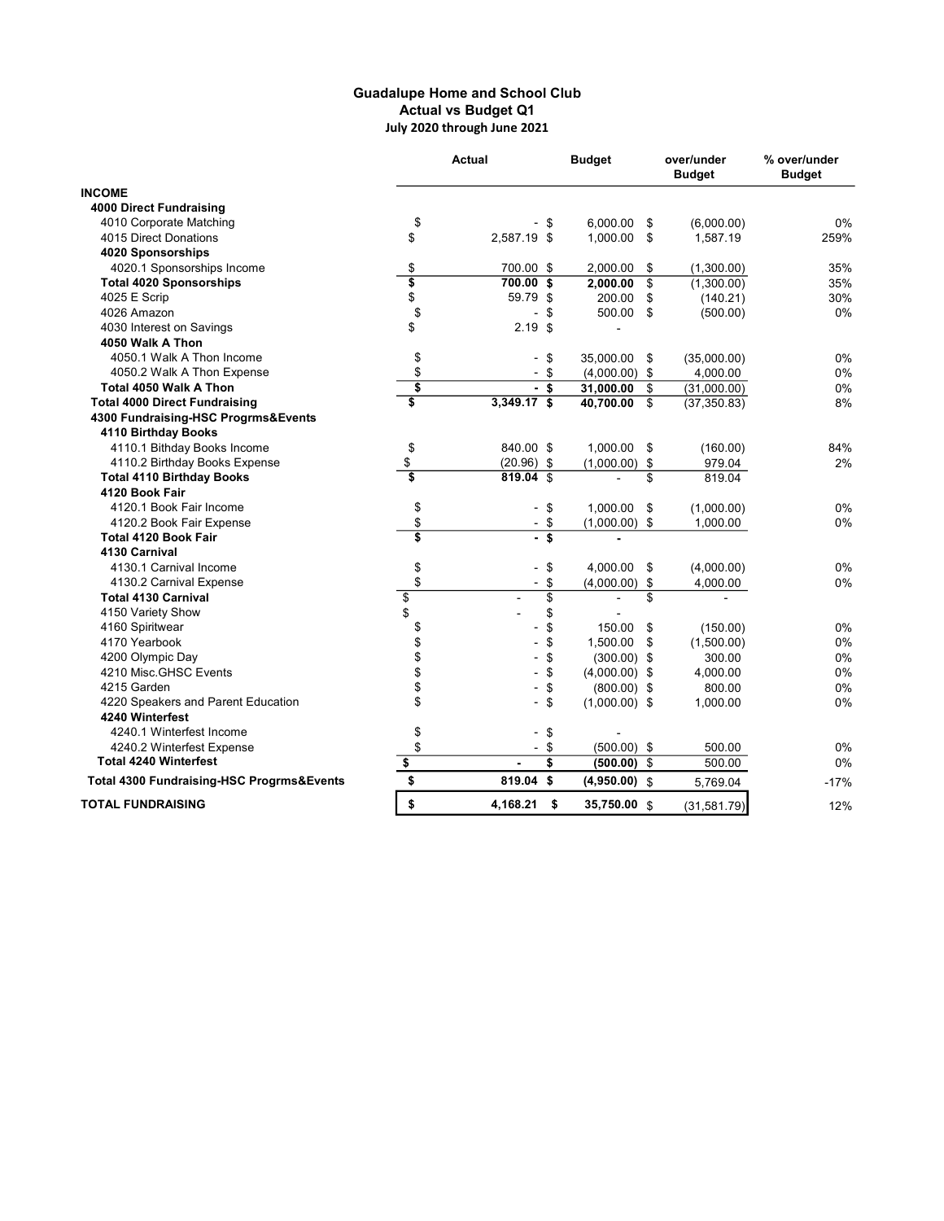# Guadalupe Home and School Club
## Actual vs Budget Q1
### July 2020 through June 2021

| | Actual | Budget | over/under Budget | % over/under Budget |
|---|---|---|---|---|
| **INCOME** | | | | |
| **4000 Direct Fundraising** | | | | |
| 4010 Corporate Matching | $ - | $ 6,000.00 | $ (6,000.00) | 0% |
| 4015 Direct Donations | $ 2,587.19 | $ 1,000.00 | $ 1,587.19 | 259% |
| **4020 Sponsorships** | | | | |
| 4020.1 Sponsorships Income | $ 700.00 | $ 2,000.00 | $ (1,300.00) | 35% |
| **Total 4020 Sponsorships** | **$ 700.00** | **$ 2,000.00** | $ (1,300.00) | 35% |
| 4025 E Scrip | $ 59.79 | $ 200.00 | $ (140.21) | 30% |
| 4026 Amazon | $ - | $ 500.00 | $ (500.00) | 0% |
| 4030 Interest on Savings | $ 2.19 | $ - | | |
| **4050 Walk A Thon** | | | | |
| 4050.1 Walk A Thon Income | $ - | $ 35,000.00 | $ (35,000.00) | 0% |
| 4050.2 Walk A Thon Expense | $ - | $ (4,000.00) | $ 4,000.00 | 0% |
| **Total 4050 Walk A Thon** | **$ -** | **$ 31,000.00** | $ (31,000.00) | 0% |
| **Total 4000 Direct Fundraising** | **$ 3,349.17** | **$ 40,700.00** | $ (37,350.83) | 8% |
| **4300 Fundraising-HSC Progrms&Events** | | | | |
| **4110 Birthday Books** | | | | |
| 4110.1 Bithday Books Income | $ 840.00 | $ 1,000.00 | $ (160.00) | 84% |
| 4110.2 Birthday Books Expense | $ (20.96) | $ (1,000.00) | $ 979.04 | 2% |
| **Total 4110 Birthday Books** | **$ 819.04** | $ - | $ 819.04 | |
| **4120 Book Fair** | | | | |
| 4120.1 Book Fair Income | $ - | $ 1,000.00 | $ (1,000.00) | 0% |
| 4120.2 Book Fair Expense | $ - | $ (1,000.00) | $ 1,000.00 | 0% |
| **Total 4120 Book Fair** | **$ -** | **$ -** | | |
| **4130 Carnival** | | | | |
| 4130.1 Carnival Income | $ - | $ 4,000.00 | $ (4,000.00) | 0% |
| 4130.2 Carnival Expense | $ - | $ (4,000.00) | $ 4,000.00 | 0% |
| **Total 4130 Carnival** | $ - | $ - | $ - | |
| 4150 Variety Show | $ - | $ - | | |
| 4160 Spiritwear | $ - | $ 150.00 | $ (150.00) | 0% |
| 4170 Yearbook | $ - | $ 1,500.00 | $ (1,500.00) | 0% |
| 4200 Olympic Day | $ - | $ (300.00) | $ 300.00 | 0% |
| 4210 Misc.GHSC Events | $ - | $ (4,000.00) | $ 4,000.00 | 0% |
| 4215 Garden | $ - | $ (800.00) | $ 800.00 | 0% |
| 4220 Speakers and Parent Education | $ - | $ (1,000.00) | $ 1,000.00 | 0% |
| **4240 Winterfest** | | | | |
| 4240.1 Winterfest Income | $ - | $ - | | |
| 4240.2 Winterfest Expense | $ - | $ (500.00) | $ 500.00 | 0% |
| **Total 4240 Winterfest** | **$ -** | **$ (500.00)** | $ 500.00 | 0% |
| **Total 4300 Fundraising-HSC Progrms&Events** | **$ 819.04** | **$ (4,950.00)** | $ 5,769.04 | -17% |
| **TOTAL FUNDRAISING** | **$ 4,168.21** | **$ 35,750.00** | $ (31,581.79) | 12% |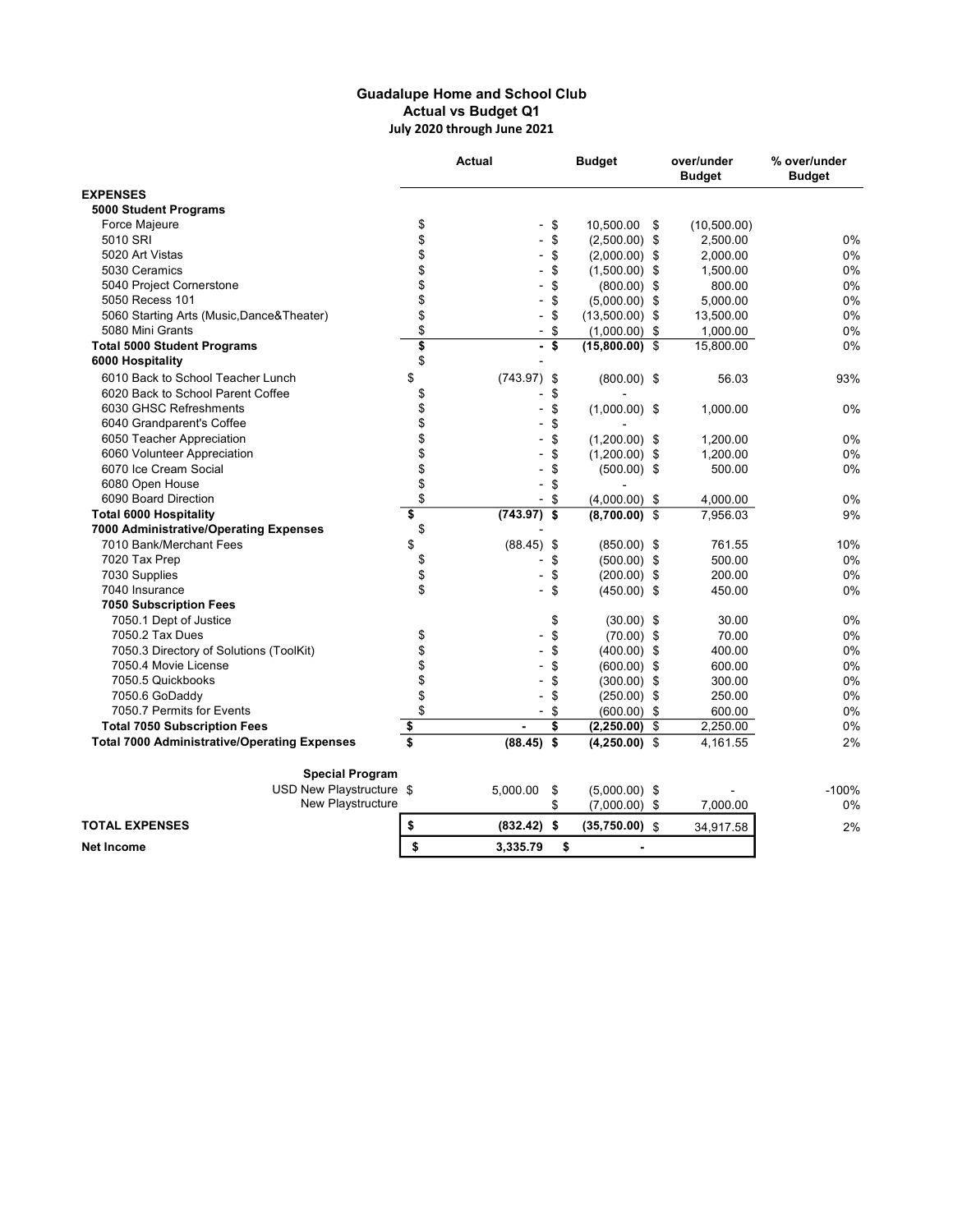# Guadalupe Home and School Club
## Actual vs Budget Q1
### July 2020 through June 2021

| | Actual | Budget | over/under Budget | % over/under Budget |
|---|---|---|---|---|
| **EXPENSES** | | | | |
| **5000 Student Programs** | | | | |
| Force Majeure | $ - | $ 10,500.00 | $ (10,500.00) | |
| 5010 SRI | $ - | $ (2,500.00) | $ 2,500.00 | 0% |
| 5020 Art Vistas | $ - | $ (2,000.00) | $ 2,000.00 | 0% |
| 5030 Ceramics | $ - | $ (1,500.00) | $ 1,500.00 | 0% |
| 5040 Project Cornerstone | $ - | $ (800.00) | $ 800.00 | 0% |
| 5050 Recess 101 | $ - | $ (5,000.00) | $ 5,000.00 | 0% |
| 5060 Starting Arts (Music,Dance&Theater) | $ - | $ (13,500.00) | $ 13,500.00 | 0% |
| 5080 Mini Grants | $ - | $ (1,000.00) | $ 1,000.00 | 0% |
| **Total 5000 Student Programs** | **$ -** | **$ (15,800.00)** | $ 15,800.00 | 0% |
| **6000 Hospitality** | $ - | | | |
| 6010 Back to School Teacher Lunch | $ (743.97) | $ (800.00) | $ 56.03 | 93% |
| 6020 Back to School Parent Coffee | $ - | $ - | | |
| 6030 GHSC Refreshments | $ - | $ (1,000.00) | $ 1,000.00 | 0% |
| 6040 Grandparent's Coffee | $ - | $ - | | |
| 6050 Teacher Appreciation | $ - | $ (1,200.00) | $ 1,200.00 | 0% |
| 6060 Volunteer Appreciation | $ - | $ (1,200.00) | $ 1,200.00 | 0% |
| 6070 Ice Cream Social | $ - | $ (500.00) | $ 500.00 | 0% |
| 6080 Open House | $ - | $ - | | |
| 6090 Board Direction | $ - | $ (4,000.00) | $ 4,000.00 | 0% |
| **Total 6000 Hospitality** | **$ (743.97)** | **$ (8,700.00)** | $ 7,956.03 | 9% |
| **7000 Administrative/Operating Expenses** | $ - | | | |
| 7010 Bank/Merchant Fees | $ (88.45) | $ (850.00) | $ 761.55 | 10% |
| 7020 Tax Prep | $ - | $ (500.00) | $ 500.00 | 0% |
| 7030 Supplies | $ - | $ (200.00) | $ 200.00 | 0% |
| 7040 Insurance | $ - | $ (450.00) | $ 450.00 | 0% |
| **7050 Subscription Fees** | | | | |
| 7050.1 Dept of Justice | | $ (30.00) | $ 30.00 | 0% |
| 7050.2 Tax Dues | $ - | $ (70.00) | $ 70.00 | 0% |
| 7050.3 Directory of Solutions (ToolKit) | $ - | $ (400.00) | $ 400.00 | 0% |
| 7050.4 Movie License | $ - | $ (600.00) | $ 600.00 | 0% |
| 7050.5 Quickbooks | $ - | $ (300.00) | $ 300.00 | 0% |
| 7050.6 GoDaddy | $ - | $ (250.00) | $ 250.00 | 0% |
| 7050.7 Permits for Events | $ - | $ (600.00) | $ 600.00 | 0% |
| **Total 7050 Subscription Fees** | **$ -** | **$ (2,250.00)** | $ 2,250.00 | 0% |
| **Total 7000 Administrative/Operating Expenses** | **$ (88.45)** | **$ (4,250.00)** | $ 4,161.55 | 2% |
| **Special Program** | | | | |
| USD New Playstructure | $ 5,000.00 | $ (5,000.00) | $ - | -100% |
| New Playstructure | | $ (7,000.00) | $ 7,000.00 | 0% |
| **TOTAL EXPENSES** | **$ (832.42)** | **$ (35,750.00)** | $ 34,917.58 | 2% |
| **Net Income** | **$ 3,335.79** | **$ -** | | |